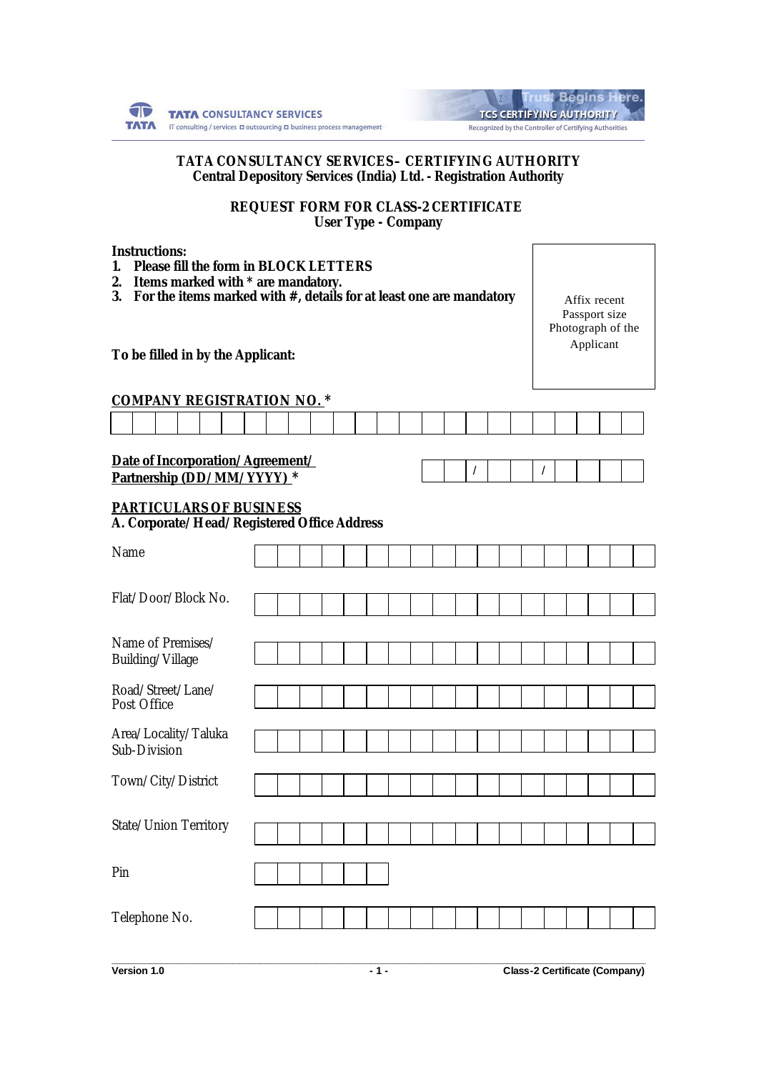TATA CONSULTANCY SERVICES
IT consulting / services ◻ outsourcing ◻ business process management

Trust Begins Here.
TCS CERTIFYING AUTHORITY
Recognized by the Controller of Certifying Authorities

# TATA CONSULTANCY SERVICES– CERTIFYING AUTHORITY
## Central Depository Services (India) Ltd. - Registration Authority

## REQUEST FORM FOR CLASS-2 CERTIFICATE
### User Type - Company

**Instructions:**

1. **Please fill the form in BLOCK LETTERS**
2. **Items marked with * are mandatory.**
3. **For the items marked with #, details for at least one are mandatory**

Affix recent Passport size Photograph of the Applicant

**To be filled in by the Applicant:**

**COMPANY REGISTRATION NO. ***

| | | | | | | | | | | | | | | | | | | | | | | | |
|---|---|---|---|---|---|---|---|---|---|---|---|---|---|---|---|---|---|---|---|---|---|---|---|

**Date of Incorporation/Agreement/ Partnership (DD/MM/YYYY) ***

| | | / | | | / | | | | |
|---|---|---|---|---|---|---|---|---|---|

**PARTICULARS OF BUSINESS**

**A. Corporate/Head/Registered Office Address**

| Field | |
|---|---|
| Name | |
| Flat/Door/Block No. | |
| Name of Premises/ Building/Village | |
| Road/Street/Lane/ Post Office | |
| Area/Locality/Taluka Sub-Division | |
| Town/City/District | |
| State/Union Territory | |
| Pin | |
| Telephone No. | |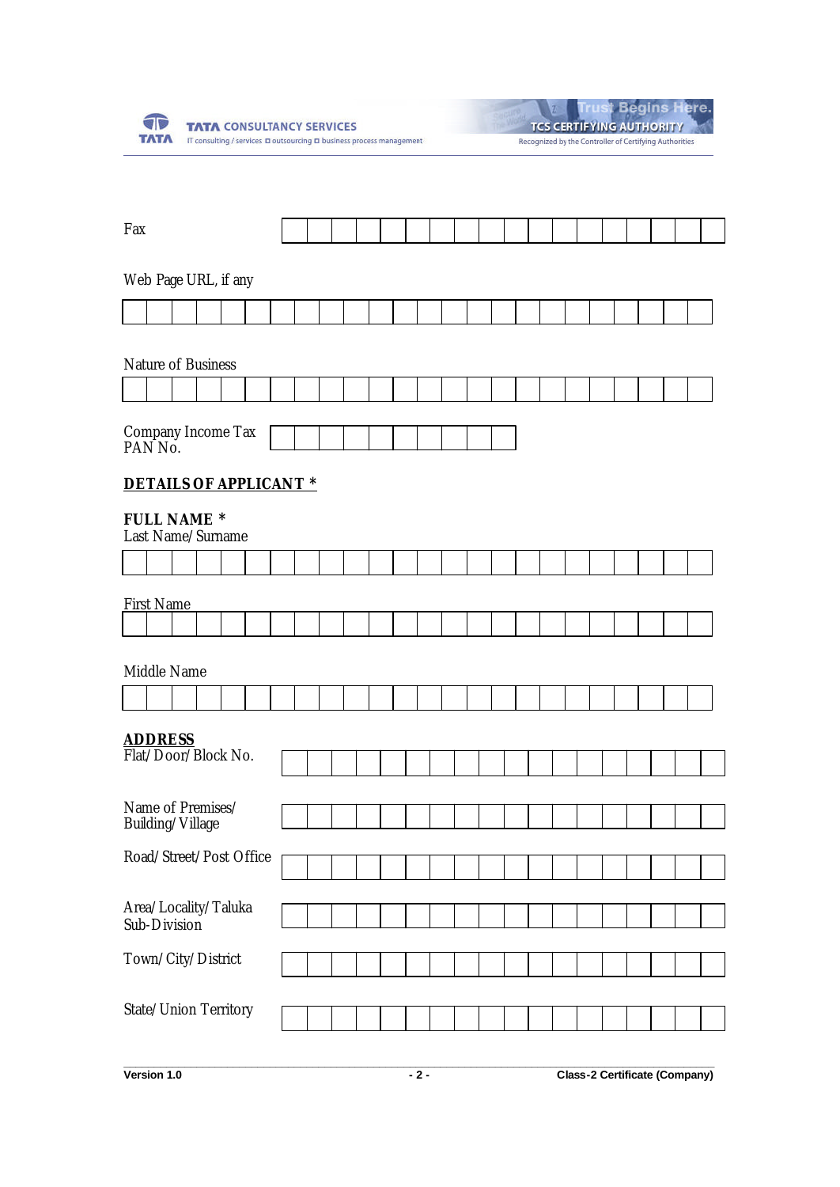Fax

Web Page URL, if any

Nature of Business

Company Income Tax PAN No.

**DETAILS OF APPLICANT ***

**FULL NAME ***

Last Name/Surname

First Name

Middle Name

**ADDRESS**

Flat/Door/Block No.

Name of Premises/ Building/Village

Road/Street/Post Office

Area/Locality/Taluka Sub-Division

Town/City/District

State/Union Territory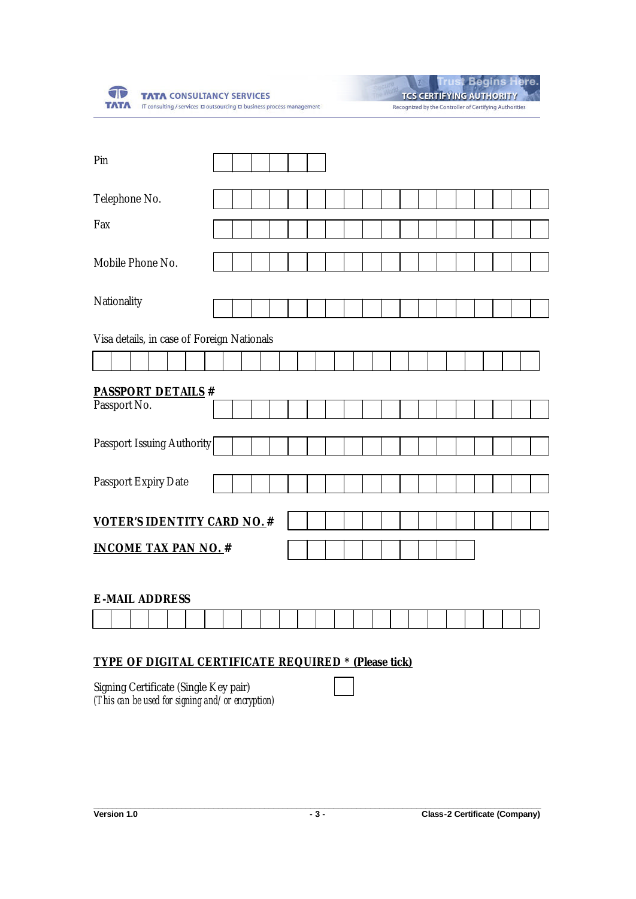Pin

Telephone No.

Fax

Mobile Phone No.

Nationality

Visa details, in case of Foreign Nationals

**PASSPORT DETAILS #**

Passport No.

Passport Issuing Authority

Passport Expiry Date

**VOTER'S IDENTITY CARD NO. #**

**INCOME TAX PAN NO. #**

**E-MAIL ADDRESS**

**TYPE OF DIGITAL CERTIFICATE REQUIRED * (Please tick)**

Signing Certificate (Single Key pair)
*(This can be used for signing and/or encryption)*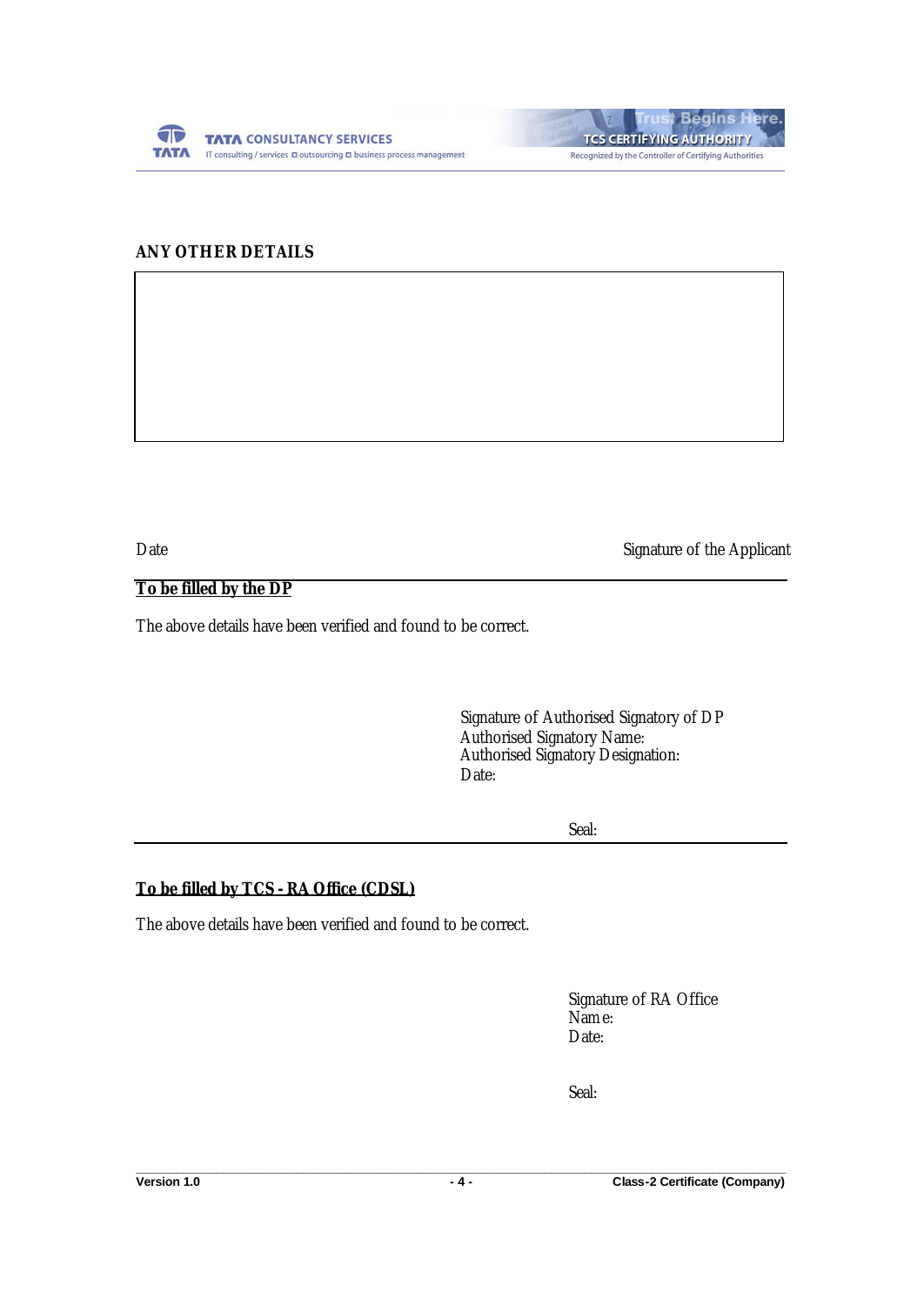## ANY OTHER DETAILS

| |
|---|
| |

Date Signature of the Applicant

**To be filled by the DP**

The above details have been verified and found to be correct.

Signature of Authorised Signatory of DP
Authorised Signatory Name:
Authorised Signatory Designation:
Date:

Seal:

**To be filled by TCS - RA Office (CDSL)**

The above details have been verified and found to be correct.

Signature of RA Office
Name:
Date:

Seal: